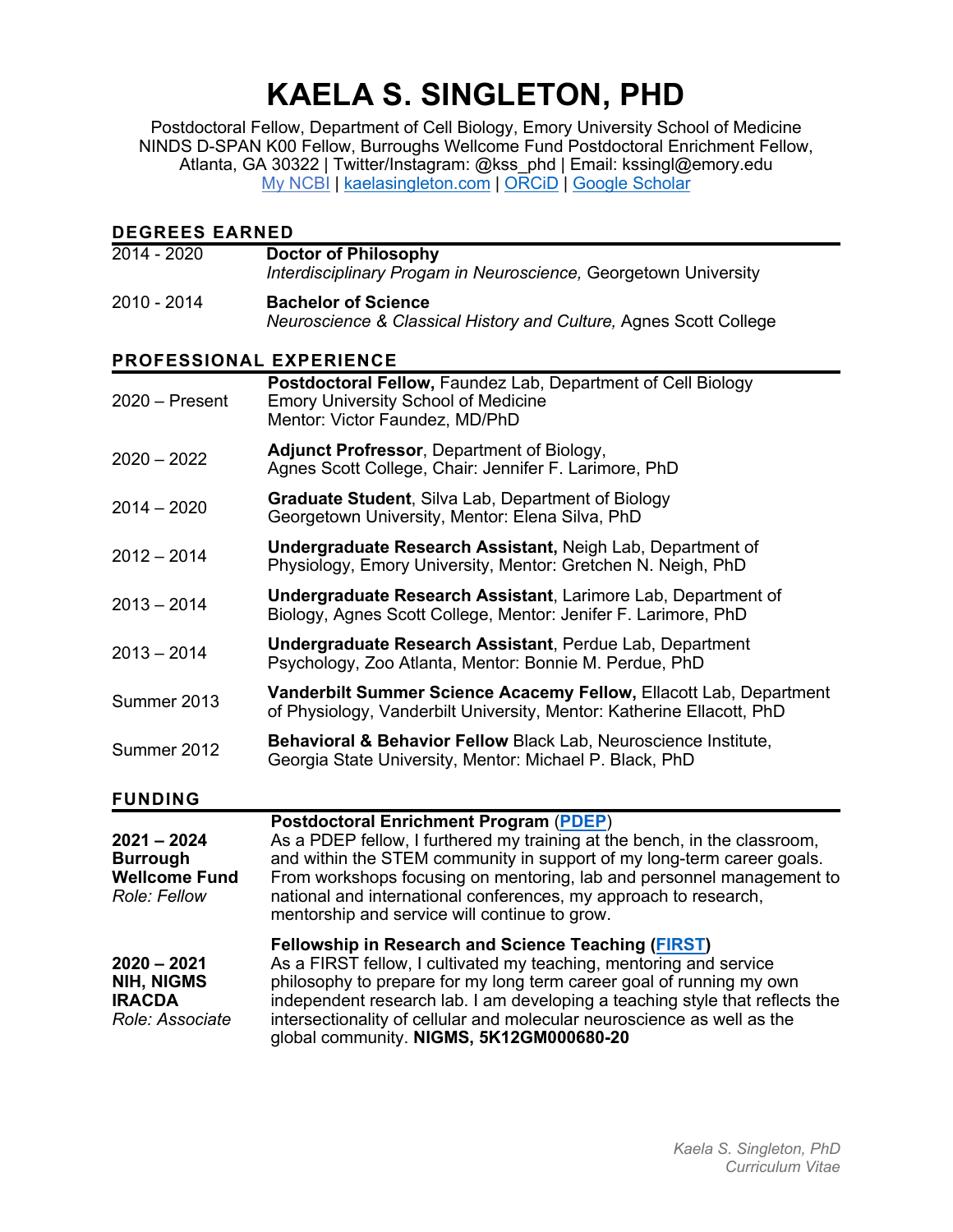# KAELA S. SINGLETON, PHD

Postdoctoral Fellow, Department of Cell Biology, Emory University School of Medicine
NINDS D-SPAN K00 Fellow, Burroughs Wellcome Fund Postdoctoral Enrichment Fellow,
Atlanta, GA 30322 | Twitter/Instagram: @kss_phd | Email: kssingl@emory.edu
My NCBI | kaelasingleton.com | ORCiD | Google Scholar

## DEGREES EARNED

| | |
|---|---|
| 2014 - 2020 | **Doctor of Philosophy**<br>*Interdisciplinary Progam in Neuroscience,* Georgetown University |
| 2010 - 2014 | **Bachelor of Science**<br>*Neuroscience & Classical History and Culture,* Agnes Scott College |

## PROFESSIONAL EXPERIENCE

| | |
|---|---|
| 2020 – Present | **Postdoctoral Fellow,** Faundez Lab, Department of Cell Biology<br>Emory University School of Medicine<br>Mentor: Victor Faundez, MD/PhD |
| 2020 – 2022 | **Adjunct Professor**, Department of Biology,<br>Agnes Scott College, Chair: Jennifer F. Larimore, PhD |
| 2014 – 2020 | **Graduate Student**, Silva Lab, Department of Biology<br>Georgetown University, Mentor: Elena Silva, PhD |
| 2012 – 2014 | **Undergraduate Research Assistant,** Neigh Lab, Department of Physiology, Emory University, Mentor: Gretchen N. Neigh, PhD |
| 2013 – 2014 | **Undergraduate Research Assistant**, Larimore Lab, Department of Biology, Agnes Scott College, Mentor: Jenifer F. Larimore, PhD |
| 2013 – 2014 | **Undergraduate Research Assistant**, Perdue Lab, Department Psychology, Zoo Atlanta, Mentor: Bonnie M. Perdue, PhD |
| Summer 2013 | **Vanderbilt Summer Science Acacemy Fellow,** Ellacott Lab, Department of Physiology, Vanderbilt University, Mentor: Katherine Ellacott, PhD |
| Summer 2012 | **Behavioral & Behavior Fellow** Black Lab, Neuroscience Institute, Georgia State University, Mentor: Michael P. Black, PhD |

## FUNDING

| | |
|---|---|
| **2021 – 2024**<br>**Burrough Wellcome Fund**<br>*Role: Fellow* | **Postdoctoral Enrichment Program (PDEP)**<br>As a PDEP fellow, I furthered my training at the bench, in the classroom, and within the STEM community in support of my long-term career goals. From workshops focusing on mentoring, lab and personnel management to national and international conferences, my approach to research, mentorship and service will continue to grow. |
| **2020 – 2021**<br>**NIH, NIGMS IRACDA**<br>*Role: Associate* | **Fellowship in Research and Science Teaching (FIRST)**<br>As a FIRST fellow, I cultivated my teaching, mentoring and service philosophy to prepare for my long term career goal of running my own independent research lab. I am developing a teaching style that reflects the intersectionality of cellular and molecular neuroscience as well as the global community. **NIGMS, 5K12GM000680-20** |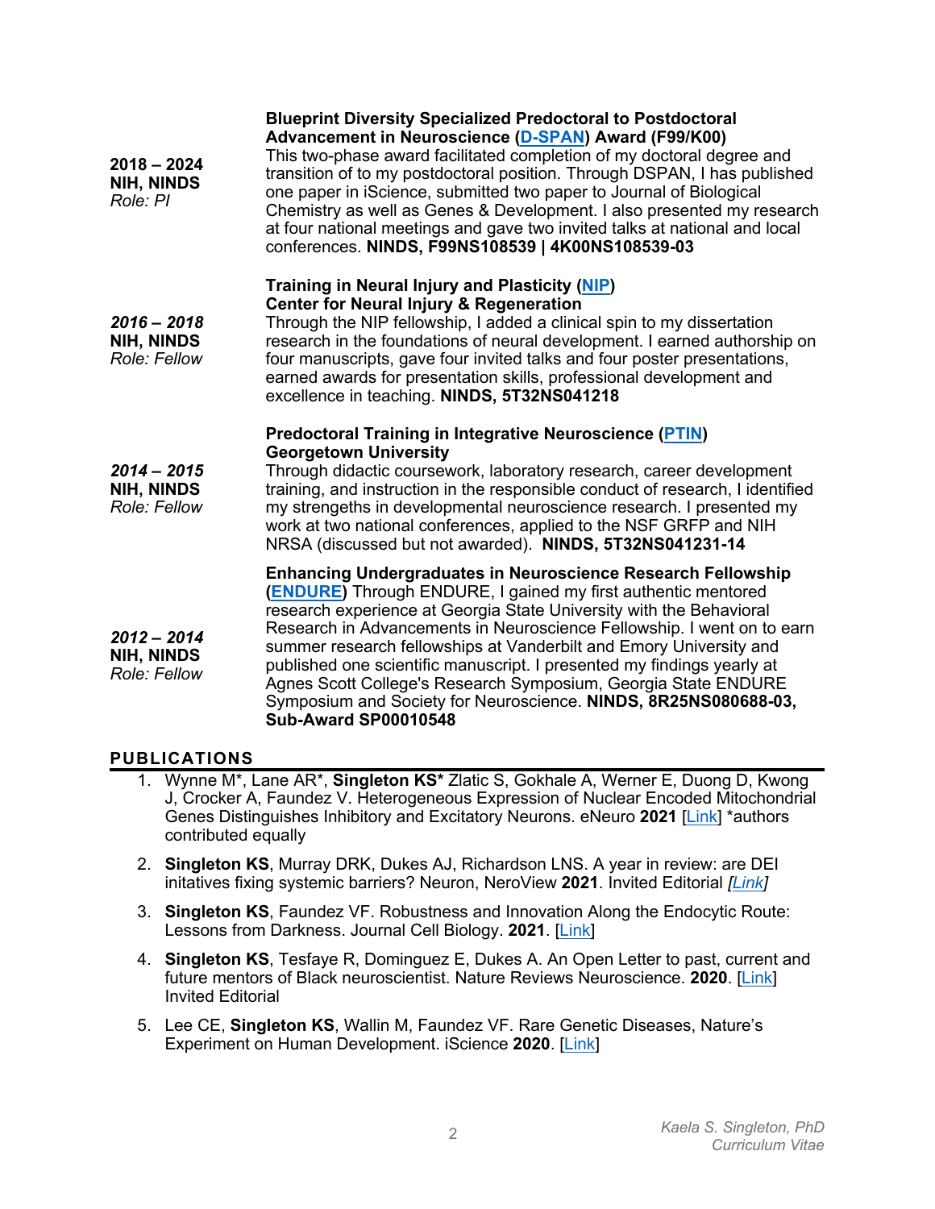**2018 – 2024**
**NIH, NINDS**
*Role: PI*

**Blueprint Diversity Specialized Predoctoral to Postdoctoral Advancement in Neuroscience (D-SPAN) Award (F99/K00)**
This two-phase award facilitated completion of my doctoral degree and transition of to my postdoctoral position. Through DSPAN, I has published one paper in iScience, submitted two paper to Journal of Biological Chemistry as well as Genes & Development. I also presented my research at four national meetings and gave two invited talks at national and local conferences. **NINDS, F99NS108539 | 4K00NS108539-03**

***2016 – 2018***
**NIH, NINDS**
*Role: Fellow*

**Training in Neural Injury and Plasticity (NIP)**
**Center for Neural Injury & Regeneration**
Through the NIP fellowship, I added a clinical spin to my dissertation research in the foundations of neural development. I earned authorship on four manuscripts, gave four invited talks and four poster presentations, earned awards for presentation skills, professional development and excellence in teaching. **NINDS, 5T32NS041218**

***2014 – 2015***
**NIH, NINDS**
*Role: Fellow*

**Predoctoral Training in Integrative Neuroscience (PTIN)**
**Georgetown University**
Through didactic coursework, laboratory research, career development training, and instruction in the responsible conduct of research, I identified my strengeths in developmental neuroscience research. I presented my work at two national conferences, applied to the NSF GRFP and NIH NRSA (discussed but not awarded). **NINDS, 5T32NS041231-14**

***2012 – 2014***
**NIH, NINDS**
*Role: Fellow*

**Enhancing Undergraduates in Neuroscience Research Fellowship (ENDURE)** Through ENDURE, I gained my first authentic mentored research experience at Georgia State University with the Behavioral Research in Advancements in Neuroscience Fellowship. I went on to earn summer research fellowships at Vanderbilt and Emory University and published one scientific manuscript. I presented my findings yearly at Agnes Scott College's Research Symposium, Georgia State ENDURE Symposium and Society for Neuroscience. **NINDS, 8R25NS080688-03, Sub-Award SP00010548**

## PUBLICATIONS

1. Wynne M*, Lane AR*, **Singleton KS*** Zlatic S, Gokhale A, Werner E, Duong D, Kwong J, Crocker A, Faundez V. Heterogeneous Expression of Nuclear Encoded Mitochondrial Genes Distinguishes Inhibitory and Excitatory Neurons. eNeuro **2021** [Link] *authors contributed equally

2. **Singleton KS**, Murray DRK, Dukes AJ, Richardson LNS. A year in review: are DEI initatives fixing systemic barriers? Neuron, NeroView **2021**. Invited Editorial *[Link]*

3. **Singleton KS**, Faundez VF. Robustness and Innovation Along the Endocytic Route: Lessons from Darkness. Journal Cell Biology. **2021**. [Link]

4. **Singleton KS**, Tesfaye R, Dominguez E, Dukes A. An Open Letter to past, current and future mentors of Black neuroscientist. Nature Reviews Neuroscience. **2020**. [Link] Invited Editorial

5. Lee CE, **Singleton KS**, Wallin M, Faundez VF. Rare Genetic Diseases, Nature's Experiment on Human Development. iScience **2020**. [Link]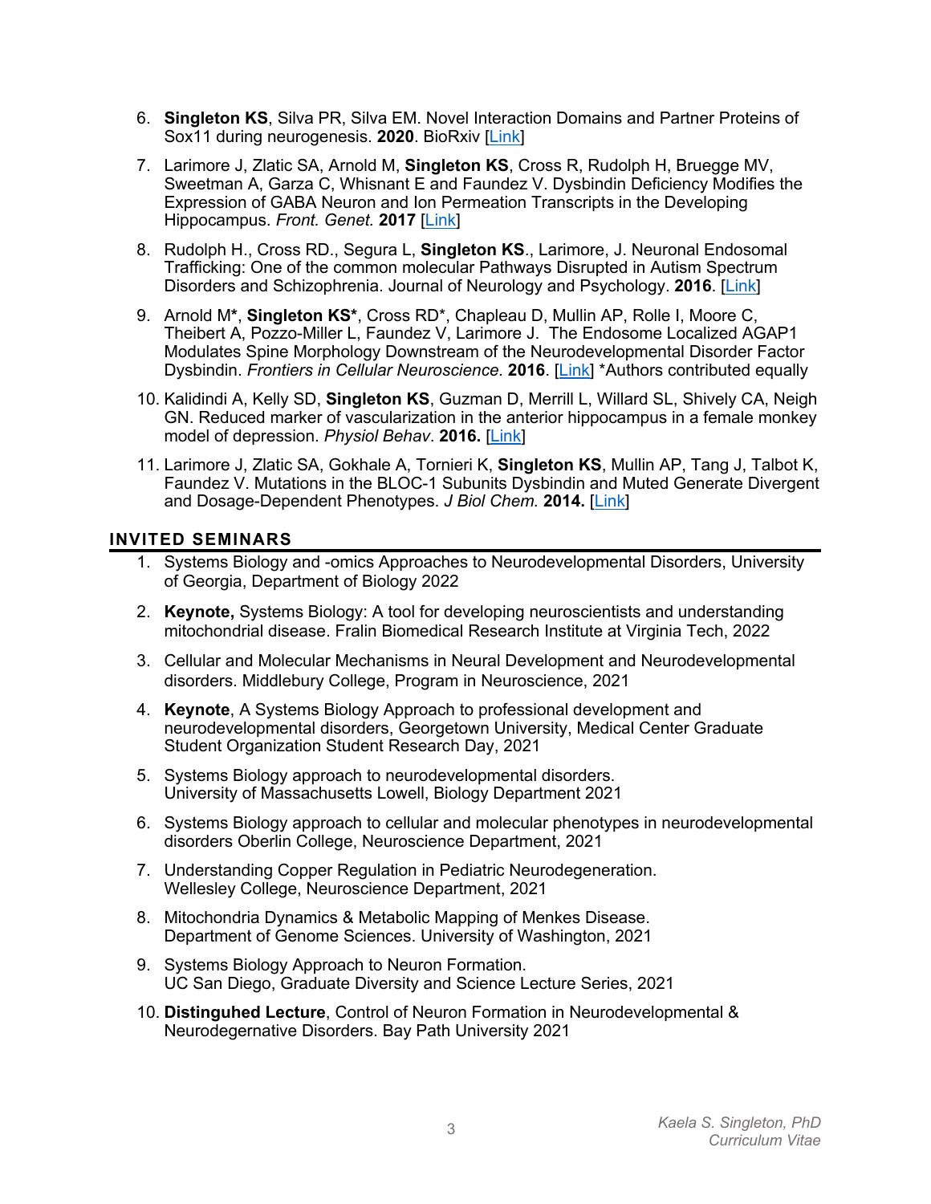6. **Singleton KS**, Silva PR, Silva EM. Novel Interaction Domains and Partner Proteins of Sox11 during neurogenesis. **2020**. BioRxiv [Link]

7. Larimore J, Zlatic SA, Arnold M, **Singleton KS**, Cross R, Rudolph H, Bruegge MV, Sweetman A, Garza C, Whisnant E and Faundez V. Dysbindin Deficiency Modifies the Expression of GABA Neuron and Ion Permeation Transcripts in the Developing Hippocampus. *Front. Genet.* **2017** [Link]

8. Rudolph H., Cross RD., Segura L, **Singleton KS**., Larimore, J. Neuronal Endosomal Trafficking: One of the common molecular Pathways Disrupted in Autism Spectrum Disorders and Schizophrenia. Journal of Neurology and Psychology. **2016**. [Link]

9. Arnold M**\***, **Singleton KS\***, Cross RD\*, Chapleau D, Mullin AP, Rolle I, Moore C, Theibert A, Pozzo-Miller L, Faundez V, Larimore J. The Endosome Localized AGAP1 Modulates Spine Morphology Downstream of the Neurodevelopmental Disorder Factor Dysbindin. *Frontiers in Cellular Neuroscience.* **2016**. [Link] *Authors contributed equally

10. Kalidindi A, Kelly SD, **Singleton KS**, Guzman D, Merrill L, Willard SL, Shively CA, Neigh GN. Reduced marker of vascularization in the anterior hippocampus in a female monkey model of depression. *Physiol Behav*. **2016.** [Link]

11. Larimore J, Zlatic SA, Gokhale A, Tornieri K, **Singleton KS**, Mullin AP, Tang J, Talbot K, Faundez V. Mutations in the BLOC-1 Subunits Dysbindin and Muted Generate Divergent and Dosage-Dependent Phenotypes. *J Biol Chem.* **2014.** [Link]

## INVITED SEMINARS

1. Systems Biology and -omics Approaches to Neurodevelopmental Disorders, University of Georgia, Department of Biology 2022
2. **Keynote,** Systems Biology: A tool for developing neuroscientists and understanding mitochondrial disease. Fralin Biomedical Research Institute at Virginia Tech, 2022
3. Cellular and Molecular Mechanisms in Neural Development and Neurodevelopmental disorders. Middlebury College, Program in Neuroscience, 2021
4. **Keynote**, A Systems Biology Approach to professional development and neurodevelopmental disorders, Georgetown University, Medical Center Graduate Student Organization Student Research Day, 2021
5. Systems Biology approach to neurodevelopmental disorders. University of Massachusetts Lowell, Biology Department 2021
6. Systems Biology approach to cellular and molecular phenotypes in neurodevelopmental disorders Oberlin College, Neuroscience Department, 2021
7. Understanding Copper Regulation in Pediatric Neurodegeneration. Wellesley College, Neuroscience Department, 2021
8. Mitochondria Dynamics & Metabolic Mapping of Menkes Disease. Department of Genome Sciences. University of Washington, 2021
9. Systems Biology Approach to Neuron Formation. UC San Diego, Graduate Diversity and Science Lecture Series, 2021
10. **Distinguhed Lecture**, Control of Neuron Formation in Neurodevelopmental & Neurodegernative Disorders. Bay Path University 2021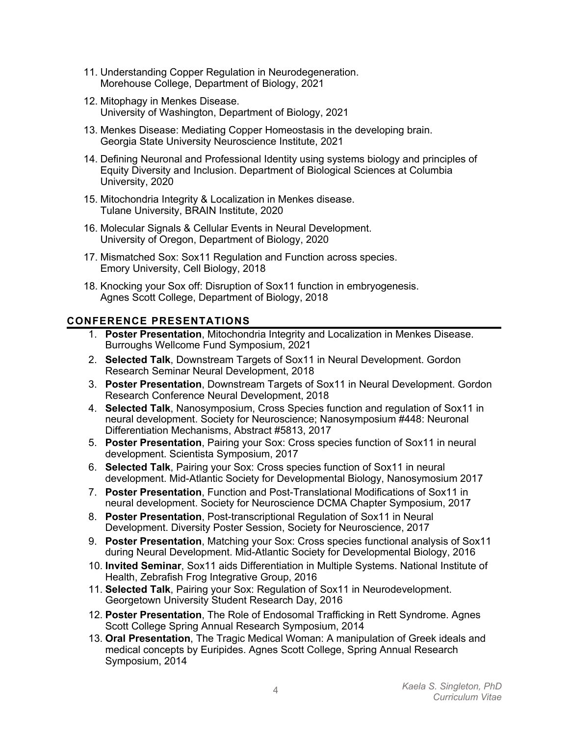11. Understanding Copper Regulation in Neurodegeneration.
    Morehouse College, Department of Biology, 2021
12. Mitophagy in Menkes Disease.
    University of Washington, Department of Biology, 2021
13. Menkes Disease: Mediating Copper Homeostasis in the developing brain.
    Georgia State University Neuroscience Institute, 2021
14. Defining Neuronal and Professional Identity using systems biology and principles of Equity Diversity and Inclusion. Department of Biological Sciences at Columbia University, 2020
15. Mitochondria Integrity & Localization in Menkes disease.
    Tulane University, BRAIN Institute, 2020
16. Molecular Signals & Cellular Events in Neural Development.
    University of Oregon, Department of Biology, 2020
17. Mismatched Sox: Sox11 Regulation and Function across species.
    Emory University, Cell Biology, 2018
18. Knocking your Sox off: Disruption of Sox11 function in embryogenesis.
    Agnes Scott College, Department of Biology, 2018

## CONFERENCE PRESENTATIONS

1. **Poster Presentation**, Mitochondria Integrity and Localization in Menkes Disease. Burroughs Wellcome Fund Symposium, 2021
2. **Selected Talk**, Downstream Targets of Sox11 in Neural Development. Gordon Research Seminar Neural Development, 2018
3. **Poster Presentation**, Downstream Targets of Sox11 in Neural Development. Gordon Research Conference Neural Development, 2018
4. **Selected Talk**, Nanosymposium, Cross Species function and regulation of Sox11 in neural development. Society for Neuroscience; Nanosymposium #448: Neuronal Differentiation Mechanisms, Abstract #5813, 2017
5. **Poster Presentation**, Pairing your Sox: Cross species function of Sox11 in neural development. Scientista Symposium, 2017
6. **Selected Talk**, Pairing your Sox: Cross species function of Sox11 in neural development. Mid-Atlantic Society for Developmental Biology, Nanosymosium 2017
7. **Poster Presentation**, Function and Post-Translational Modifications of Sox11 in neural development. Society for Neuroscience DCMA Chapter Symposium, 2017
8. **Poster Presentation**, Post-transcriptional Regulation of Sox11 in Neural Development. Diversity Poster Session, Society for Neuroscience, 2017
9. **Poster Presentation**, Matching your Sox: Cross species functional analysis of Sox11 during Neural Development. Mid-Atlantic Society for Developmental Biology, 2016
10. **Invited Seminar**, Sox11 aids Differentiation in Multiple Systems. National Institute of Health, Zebrafish Frog Integrative Group, 2016
11. **Selected Talk**, Pairing your Sox: Regulation of Sox11 in Neurodevelopment. Georgetown University Student Research Day, 2016
12. **Poster Presentation**, The Role of Endosomal Trafficking in Rett Syndrome. Agnes Scott College Spring Annual Research Symposium, 2014
13. **Oral Presentation**, The Tragic Medical Woman: A manipulation of Greek ideals and medical concepts by Euripides. Agnes Scott College, Spring Annual Research Symposium, 2014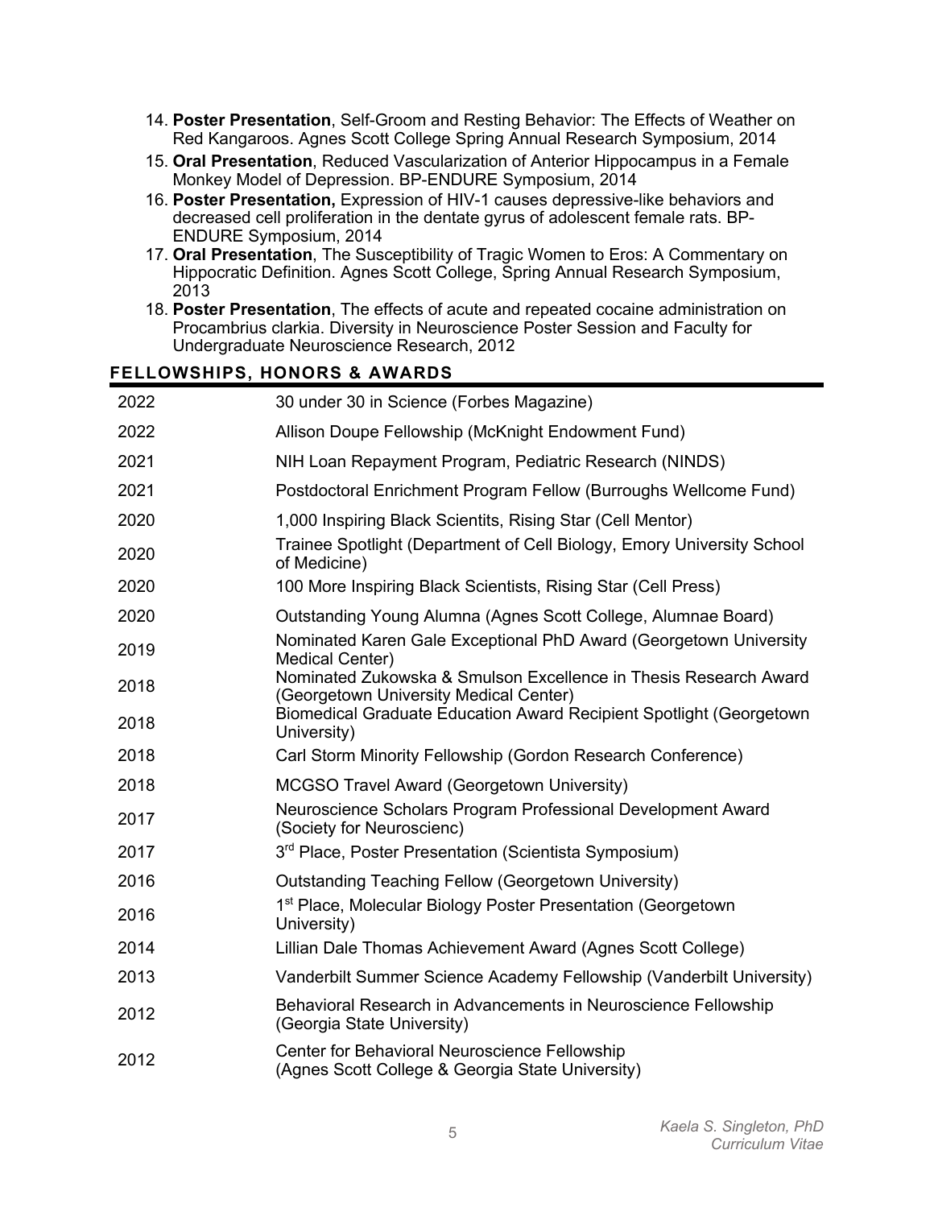14. **Poster Presentation**, Self-Groom and Resting Behavior: The Effects of Weather on Red Kangaroos. Agnes Scott College Spring Annual Research Symposium, 2014
15. **Oral Presentation**, Reduced Vascularization of Anterior Hippocampus in a Female Monkey Model of Depression. BP-ENDURE Symposium, 2014
16. **Poster Presentation,** Expression of HIV-1 causes depressive-like behaviors and decreased cell proliferation in the dentate gyrus of adolescent female rats. BP-ENDURE Symposium, 2014
17. **Oral Presentation**, The Susceptibility of Tragic Women to Eros: A Commentary on Hippocratic Definition. Agnes Scott College, Spring Annual Research Symposium, 2013
18. **Poster Presentation**, The effects of acute and repeated cocaine administration on Procambrius clarkia. Diversity in Neuroscience Poster Session and Faculty for Undergraduate Neuroscience Research, 2012

## FELLOWSHIPS, HONORS & AWARDS

| | |
|---|---|
| 2022 | 30 under 30 in Science (Forbes Magazine) |
| 2022 | Allison Doupe Fellowship (McKnight Endowment Fund) |
| 2021 | NIH Loan Repayment Program, Pediatric Research (NINDS) |
| 2021 | Postdoctoral Enrichment Program Fellow (Burroughs Wellcome Fund) |
| 2020 | 1,000 Inspiring Black Scientits, Rising Star (Cell Mentor) |
| 2020 | Trainee Spotlight (Department of Cell Biology, Emory University School of Medicine) |
| 2020 | 100 More Inspiring Black Scientists, Rising Star (Cell Press) |
| 2020 | Outstanding Young Alumna (Agnes Scott College, Alumnae Board) |
| 2019 | Nominated Karen Gale Exceptional PhD Award (Georgetown University Medical Center) |
| 2018 | Nominated Zukowska & Smulson Excellence in Thesis Research Award (Georgetown University Medical Center) |
| 2018 | Biomedical Graduate Education Award Recipient Spotlight (Georgetown University) |
| 2018 | Carl Storm Minority Fellowship (Gordon Research Conference) |
| 2018 | MCGSO Travel Award (Georgetown University) |
| 2017 | Neuroscience Scholars Program Professional Development Award (Society for Neuroscienc) |
| 2017 | 3rd Place, Poster Presentation (Scientista Symposium) |
| 2016 | Outstanding Teaching Fellow (Georgetown University) |
| 2016 | 1st Place, Molecular Biology Poster Presentation (Georgetown University) |
| 2014 | Lillian Dale Thomas Achievement Award (Agnes Scott College) |
| 2013 | Vanderbilt Summer Science Academy Fellowship (Vanderbilt University) |
| 2012 | Behavioral Research in Advancements in Neuroscience Fellowship (Georgia State University) |
| 2012 | Center for Behavioral Neuroscience Fellowship (Agnes Scott College & Georgia State University) |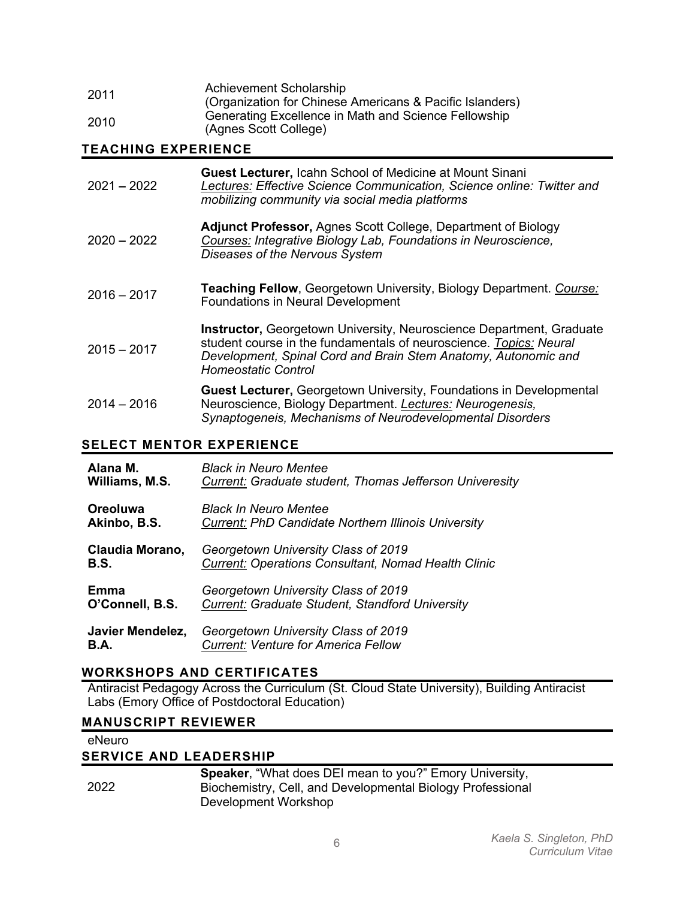| | |
|---|---|
| 2011 | Achievement Scholarship (Organization for Chinese Americans & Pacific Islanders) |
| 2010 | Generating Excellence in Math and Science Fellowship (Agnes Scott College) |

## TEACHING EXPERIENCE

| | |
|---|---|
| 2021 – 2022 | **Guest Lecturer,** Icahn School of Medicine at Mount Sinani *Lectures: Effective Science Communication, Science online: Twitter and mobilizing community via social media platforms* |
| 2020 – 2022 | **Adjunct Professor,** Agnes Scott College, Department of Biology *Courses: Integrative Biology Lab, Foundations in Neuroscience, Diseases of the Nervous System* |
| 2016 – 2017 | **Teaching Fellow**, Georgetown University, Biology Department. *Course:* Foundations in Neural Development |
| 2015 – 2017 | **Instructor,** Georgetown University, Neuroscience Department, Graduate student course in the fundamentals of neuroscience. *Topics: Neural Development, Spinal Cord and Brain Stem Anatomy, Autonomic and Homeostatic Control* |
| 2014 – 2016 | **Guest Lecturer,** Georgetown University, Foundations in Developmental Neuroscience, Biology Department. *Lectures: Neurogenesis, Synaptogeneis, Mechanisms of Neurodevelopmental Disorders* |

## SELECT MENTOR EXPERIENCE

| | |
|---|---|
| **Alana M. Williams, M.S.** | *Black in Neuro Mentee* *Current: Graduate student, Thomas Jefferson Univeresity* |
| **Oreoluwa Akinbo, B.S.** | *Black In Neuro Mentee* *Current: PhD Candidate Northern Illinois University* |
| **Claudia Morano, B.S.** | *Georgetown University Class of 2019* *Current: Operations Consultant, Nomad Health Clinic* |
| **Emma O'Connell, B.S.** | *Georgetown University Class of 2019* *Current: Graduate Student, Standford University* |
| **Javier Mendelez, B.A.** | *Georgetown University Class of 2019* *Current: Venture for America Fellow* |

## WORKSHOPS AND CERTIFICATES

Antiracist Pedagogy Across the Curriculum (St. Cloud State University), Building Antiracist Labs (Emory Office of Postdoctoral Education)

## MANUSCRIPT REVIEWER

eNeuro

## SERVICE AND LEADERSHIP

| | |
|---|---|
| 2022 | **Speaker**, "What does DEI mean to you?" Emory University, Biochemistry, Cell, and Developmental Biology Professional Development Workshop |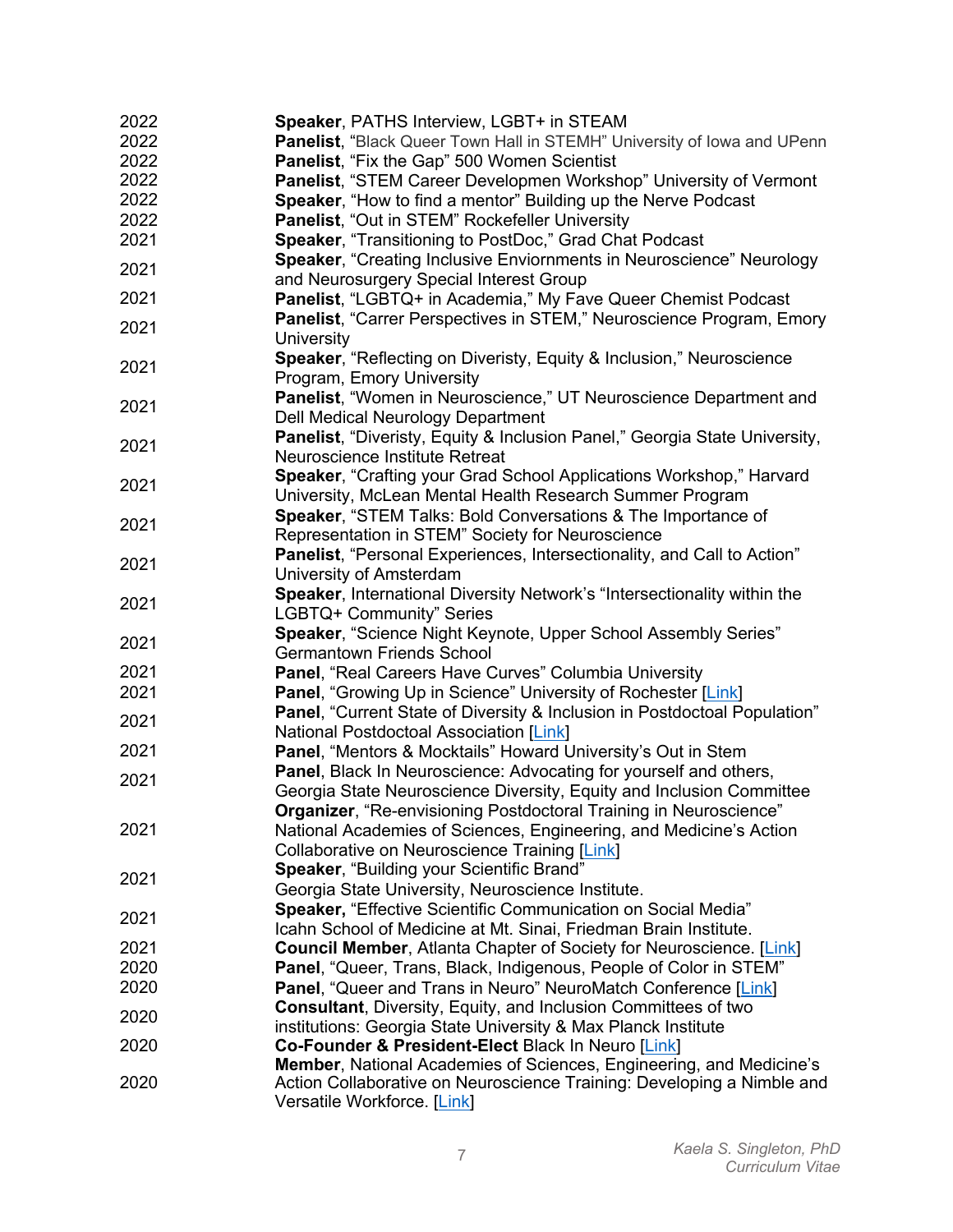| | |
|---|---|
| 2022 | **Speaker**, PATHS Interview, LGBT+ in STEAM |
| 2022 | **Panelist**, "Black Queer Town Hall in STEMH" University of Iowa and UPenn |
| 2022 | **Panelist**, "Fix the Gap" 500 Women Scientist |
| 2022 | **Panelist**, "STEM Career Developmen Workshop" University of Vermont |
| 2022 | **Speaker**, "How to find a mentor" Building up the Nerve Podcast |
| 2022 | **Panelist**, "Out in STEM" Rockefeller University |
| 2021 | **Speaker**, "Transitioning to PostDoc," Grad Chat Podcast |
| 2021 | **Speaker**, "Creating Inclusive Enviornments in Neuroscience" Neurology and Neurosurgery Special Interest Group |
| 2021 | **Panelist**, "LGBTQ+ in Academia," My Fave Queer Chemist Podcast |
| 2021 | **Panelist**, "Carrer Perspectives in STEM," Neuroscience Program, Emory University |
| 2021 | **Speaker**, "Reflecting on Diveristy, Equity & Inclusion," Neuroscience Program, Emory University |
| 2021 | **Panelist**, "Women in Neuroscience," UT Neuroscience Department and Dell Medical Neurology Department |
| 2021 | **Panelist**, "Diveristy, Equity & Inclusion Panel," Georgia State University, Neuroscience Institute Retreat |
| 2021 | **Speaker**, "Crafting your Grad School Applications Workshop," Harvard University, McLean Mental Health Research Summer Program |
| 2021 | **Speaker**, "STEM Talks: Bold Conversations & The Importance of Representation in STEM" Society for Neuroscience |
| 2021 | **Panelist**, "Personal Experiences, Intersectionality, and Call to Action" University of Amsterdam |
| 2021 | **Speaker**, International Diversity Network's "Intersectionality within the LGBTQ+ Community" Series |
| 2021 | **Speaker**, "Science Night Keynote, Upper School Assembly Series" Germantown Friends School |
| 2021 | **Panel**, "Real Careers Have Curves" Columbia University |
| 2021 | **Panel**, "Growing Up in Science" University of Rochester [Link] |
| 2021 | **Panel**, "Current State of Diversity & Inclusion in Postdoctoal Population" National Postdoctoal Association [Link] |
| 2021 | **Panel**, "Mentors & Mocktails" Howard University's Out in Stem |
| 2021 | **Panel**, Black In Neuroscience: Advocating for yourself and others, Georgia State Neuroscience Diversity, Equity and Inclusion Committee |
| 2021 | **Organizer**, "Re-envisioning Postdoctoral Training in Neuroscience" National Academies of Sciences, Engineering, and Medicine's Action Collaborative on Neuroscience Training [Link] |
| 2021 | **Speaker**, "Building your Scientific Brand" Georgia State University, Neuroscience Institute. |
| 2021 | **Speaker,** "Effective Scientific Communication on Social Media" Icahn School of Medicine at Mt. Sinai, Friedman Brain Institute. |
| 2021 | **Council Member**, Atlanta Chapter of Society for Neuroscience. [Link] |
| 2020 | **Panel**, "Queer, Trans, Black, Indigenous, People of Color in STEM" |
| 2020 | **Panel**, "Queer and Trans in Neuro" NeuroMatch Conference [Link] |
| 2020 | **Consultant**, Diversity, Equity, and Inclusion Committees of two institutions: Georgia State University & Max Planck Institute |
| 2020 | **Co-Founder & President-Elect** Black In Neuro [Link] |
| 2020 | **Member**, National Academies of Sciences, Engineering, and Medicine's Action Collaborative on Neuroscience Training: Developing a Nimble and Versatile Workforce. [Link] |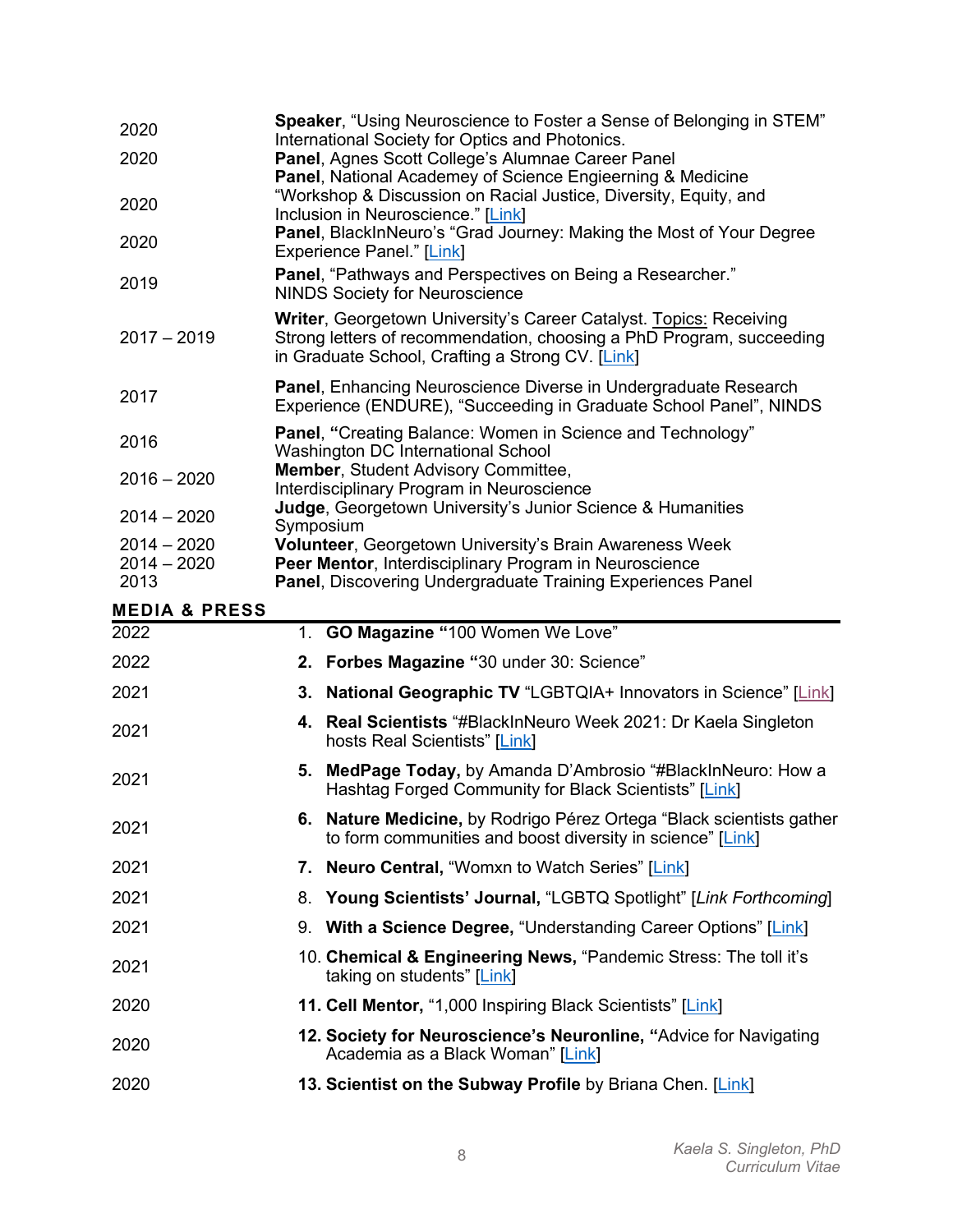| | |
|---|---|
| 2020 | **Speaker**, "Using Neuroscience to Foster a Sense of Belonging in STEM" International Society for Optics and Photonics. |
| 2020 | **Panel**, Agnes Scott College's Alumnae Career Panel |
| 2020 | **Panel**, National Academey of Science Engieerning & Medicine "Workshop & Discussion on Racial Justice, Diversity, Equity, and Inclusion in Neuroscience." [Link] |
| 2020 | **Panel**, BlackInNeuro's "Grad Journey: Making the Most of Your Degree Experience Panel." [Link] |
| 2019 | **Panel**, "Pathways and Perspectives on Being a Researcher." NINDS Society for Neuroscience |
| 2017 – 2019 | **Writer**, Georgetown University's Career Catalyst. Topics: Receiving Strong letters of recommendation, choosing a PhD Program, succeeding in Graduate School, Crafting a Strong CV. [Link] |
| 2017 | **Panel**, Enhancing Neuroscience Diverse in Undergraduate Research Experience (ENDURE), "Succeeding in Graduate School Panel", NINDS |
| 2016 | **Panel, "**Creating Balance: Women in Science and Technology" Washington DC International School |
| 2016 – 2020 | **Member**, Student Advisory Committee, Interdisciplinary Program in Neuroscience |
| 2014 – 2020 | **Judge**, Georgetown University's Junior Science & Humanities Symposium |
| 2014 – 2020 | **Volunteer**, Georgetown University's Brain Awareness Week |
| 2014 – 2020 | **Peer Mentor**, Interdisciplinary Program in Neuroscience |
| 2013 | **Panel**, Discovering Undergraduate Training Experiences Panel |

## MEDIA & PRESS

| | |
|---|---|
| 2022 | 1. **GO Magazine "**100 Women We Love" |
| 2022 | 2. **Forbes Magazine "**30 under 30: Science" |
| 2021 | 3. **National Geographic TV** "LGBTQIA+ Innovators in Science" [Link] |
| 2021 | 4. **Real Scientists** "#BlackInNeuro Week 2021: Dr Kaela Singleton hosts Real Scientists" [Link] |
| 2021 | 5. **MedPage Today,** by Amanda D'Ambrosio "#BlackInNeuro: How a Hashtag Forged Community for Black Scientists" [Link] |
| 2021 | 6. **Nature Medicine,** by Rodrigo Pérez Ortega "Black scientists gather to form communities and boost diversity in science" [Link] |
| 2021 | 7. **Neuro Central,** "Womxn to Watch Series" [Link] |
| 2021 | 8. **Young Scientists' Journal,** "LGBTQ Spotlight" [*Link Forthcoming*] |
| 2021 | 9. **With a Science Degree,** "Understanding Career Options" [Link] |
| 2021 | 10. **Chemical & Engineering News,** "Pandemic Stress: The toll it's taking on students" [Link] |
| 2020 | 11. **Cell Mentor,** "1,000 Inspiring Black Scientists" [Link] |
| 2020 | 12. **Society for Neuroscience's Neuronline, "**Advice for Navigating Academia as a Black Woman" [Link] |
| 2020 | 13. **Scientist on the Subway Profile** by Briana Chen. [Link] |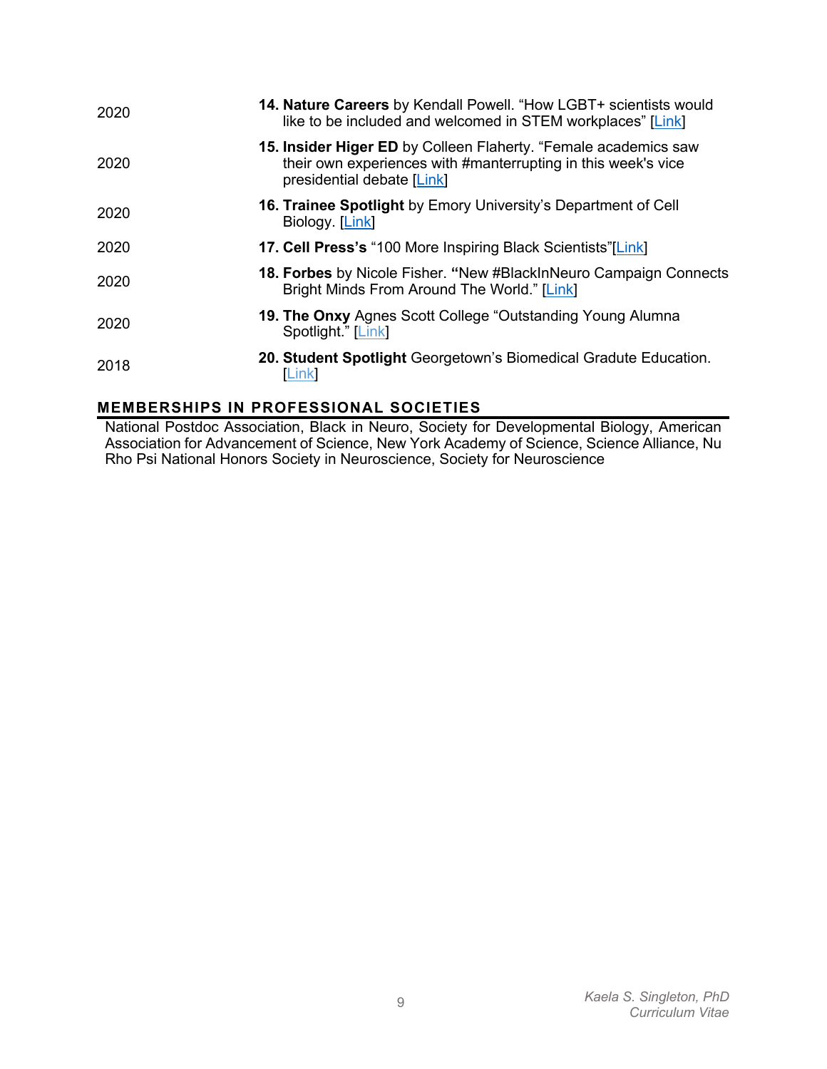| | |
|---|---|
| 2020 | **14. Nature Careers** by Kendall Powell. "How LGBT+ scientists would like to be included and welcomed in STEM workplaces" [Link] |
| 2020 | **15. Insider Higer ED** by Colleen Flaherty. "Female academics saw their own experiences with #manterrupting in this week's vice presidential debate [Link] |
| 2020 | **16. Trainee Spotlight** by Emory University's Department of Cell Biology. [Link] |
| 2020 | **17. Cell Press's** "100 More Inspiring Black Scientists"[Link] |
| 2020 | **18. Forbes** by Nicole Fisher. **"**New #BlackInNeuro Campaign Connects Bright Minds From Around The World." [Link] |
| 2020 | **19. The Onxy** Agnes Scott College "Outstanding Young Alumna Spotlight." [Link] |
| 2018 | **20. Student Spotlight** Georgetown's Biomedical Gradute Education. [Link] |

## MEMBERSHIPS IN PROFESSIONAL SOCIETIES

National Postdoc Association, Black in Neuro, Society for Developmental Biology, American Association for Advancement of Science, New York Academy of Science, Science Alliance, Nu Rho Psi National Honors Society in Neuroscience, Society for Neuroscience